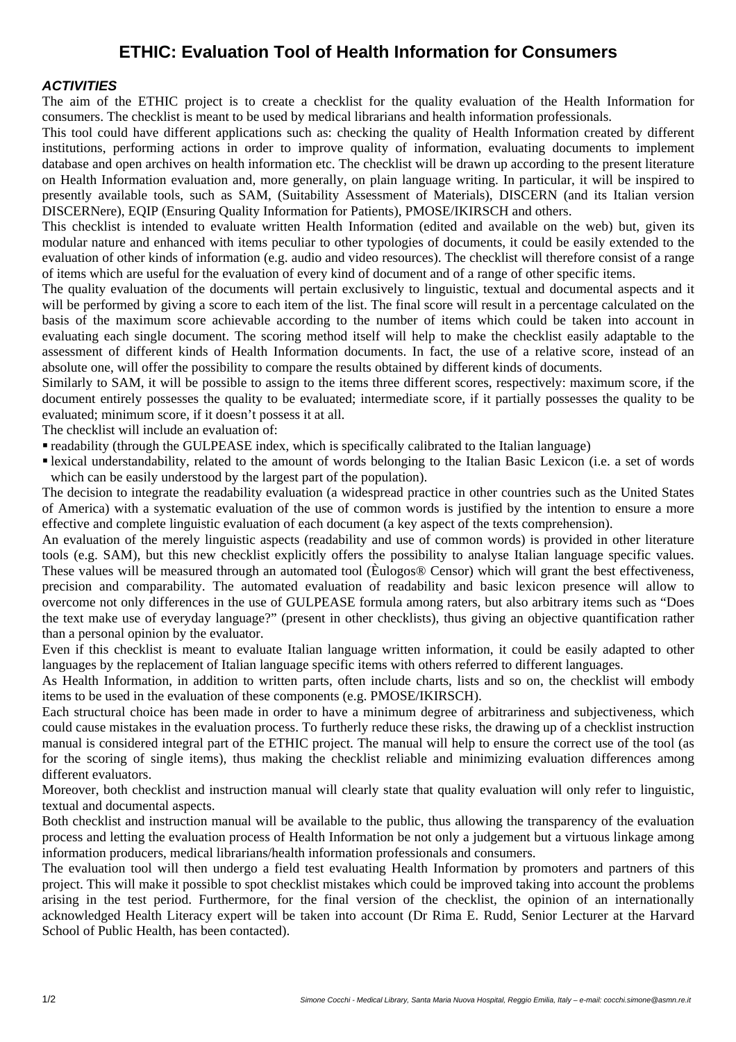// ETHIC document page 1 of 2 (id: 4b3d2603bc25)
# ETHIC: Evaluation Tool of Health Information for Consumers

### *ACTIVITIES*

The aim of the ETHIC project is to create a checklist for the quality evaluation of the Health Information for consumers. The checklist is meant to be used by medical librarians and health information professionals.

This tool could have different applications such as: checking the quality of Health Information created by different institutions, performing actions in order to improve quality of information, evaluating documents to implement database and open archives on health information etc. The checklist will be drawn up according to the present literature on Health Information evaluation and, more generally, on plain language writing. In particular, it will be inspired to presently available tools, such as SAM, (Suitability Assessment of Materials), DISCERN (and its Italian version DISCERNere), EQIP (Ensuring Quality Information for Patients), PMOSE/IKIRSCH and others.

This checklist is intended to evaluate written Health Information (edited and available on the web) but, given its modular nature and enhanced with items peculiar to other typologies of documents, it could be easily extended to the evaluation of other kinds of information (e.g. audio and video resources). The checklist will therefore consist of a range of items which are useful for the evaluation of every kind of document and of a range of other specific items.

The quality evaluation of the documents will pertain exclusively to linguistic, textual and documental aspects and it will be performed by giving a score to each item of the list. The final score will result in a percentage calculated on the basis of the maximum score achievable according to the number of items which could be taken into account in evaluating each single document. The scoring method itself will help to make the checklist easily adaptable to the assessment of different kinds of Health Information documents. In fact, the use of a relative score, instead of an absolute one, will offer the possibility to compare the results obtained by different kinds of documents.

Similarly to SAM, it will be possible to assign to the items three different scores, respectively: maximum score, if the document entirely possesses the quality to be evaluated; intermediate score, if it partially possesses the quality to be evaluated; minimum score, if it doesn't possess it at all.

The checklist will include an evaluation of:

- readability (through the GULPEASE index, which is specifically calibrated to the Italian language)
- lexical understandability, related to the amount of words belonging to the Italian Basic Lexicon (i.e. a set of words which can be easily understood by the largest part of the population).

The decision to integrate the readability evaluation (a widespread practice in other countries such as the United States of America) with a systematic evaluation of the use of common words is justified by the intention to ensure a more effective and complete linguistic evaluation of each document (a key aspect of the texts comprehension).

An evaluation of the merely linguistic aspects (readability and use of common words) is provided in other literature tools (e.g. SAM), but this new checklist explicitly offers the possibility to analyse Italian language specific values. These values will be measured through an automated tool (Èulogos® Censor) which will grant the best effectiveness, precision and comparability. The automated evaluation of readability and basic lexicon presence will allow to overcome not only differences in the use of GULPEASE formula among raters, but also arbitrary items such as "Does the text make use of everyday language?" (present in other checklists), thus giving an objective quantification rather than a personal opinion by the evaluator.

Even if this checklist is meant to evaluate Italian language written information, it could be easily adapted to other languages by the replacement of Italian language specific items with others referred to different languages.

As Health Information, in addition to written parts, often include charts, lists and so on, the checklist will embody items to be used in the evaluation of these components (e.g. PMOSE/IKIRSCH).

Each structural choice has been made in order to have a minimum degree of arbitrariness and subjectiveness, which could cause mistakes in the evaluation process. To furtherly reduce these risks, the drawing up of a checklist instruction manual is considered integral part of the ETHIC project. The manual will help to ensure the correct use of the tool (as for the scoring of single items), thus making the checklist reliable and minimizing evaluation differences among different evaluators.

Moreover, both checklist and instruction manual will clearly state that quality evaluation will only refer to linguistic, textual and documental aspects.

Both checklist and instruction manual will be available to the public, thus allowing the transparency of the evaluation process and letting the evaluation process of Health Information be not only a judgement but a virtuous linkage among information producers, medical librarians/health information professionals and consumers.

The evaluation tool will then undergo a field test evaluating Health Information by promoters and partners of this project. This will make it possible to spot checklist mistakes which could be improved taking into account the problems arising in the test period. Furthermore, for the final version of the checklist, the opinion of an internationally acknowledged Health Literacy expert will be taken into account (Dr Rima E. Rudd, Senior Lecturer at the Harvard School of Public Health, has been contacted).

*Simone Cocchi - Medical Library, Santa Maria Nuova Hospital, Reggio Emilia, Italy – e-mail: cocchi.simone@asmn.re.it*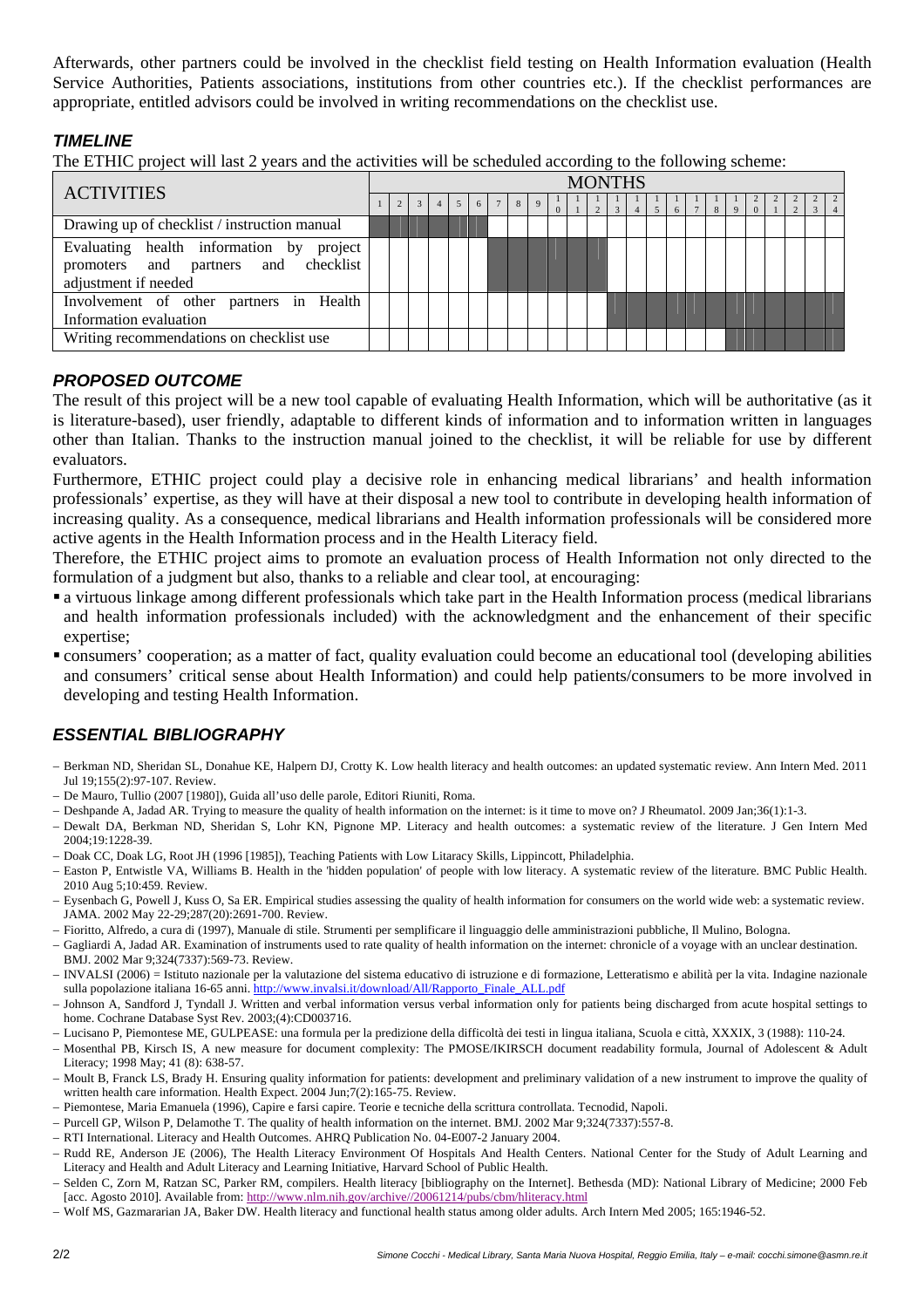Afterwards, other partners could be involved in the checklist field testing on Health Information evaluation (Health Service Authorities, Patients associations, institutions from other countries etc.). If the checklist performances are appropriate, entitled advisors could be involved in writing recommendations on the checklist use.

### *TIMELINE*

The ETHIC project will last 2 years and the activities will be scheduled according to the following scheme:

| ACTIVITIES | MONTHS | | | | | | | | | | | | | | | | | | | | | | | |
|---|---|---|---|---|---|---|---|---|---|---|---|---|---|---|---|---|---|---|---|---|---|---|---|---|
| | 1 | 2 | 3 | 4 | 5 | 6 | 7 | 8 | 9 | 10 | 11 | 12 | 13 | 14 | 15 | 16 | 17 | 18 | 19 | 20 | 21 | 22 | 23 | 24 |
| Drawing up of checklist / instruction manual | ■ | ■ | ■ | ■ | ■ | ■ | | | | | | | | | | | | | | | | | | |
| Evaluating health information by project promoters and partners and checklist adjustment if needed | | | | | | | ■ | ■ | ■ | ■ | ■ | ■ | | | | | | | | | | | | |
| Involvement of other partners in Health Information evaluation | | | | | | | | | | | | | ■ | ■ | ■ | ■ | ■ | ■ | ■ | ■ | ■ | ■ | ■ | ■ |
| Writing recommendations on checklist use | | | | | | | | | | | | | | | | | | | ■ | ■ | ■ | ■ | ■ | ■ |

### *PROPOSED OUTCOME*

The result of this project will be a new tool capable of evaluating Health Information, which will be authoritative (as it is literature-based), user friendly, adaptable to different kinds of information and to information written in languages other than Italian. Thanks to the instruction manual joined to the checklist, it will be reliable for use by different evaluators.

Furthermore, ETHIC project could play a decisive role in enhancing medical librarians' and health information professionals' expertise, as they will have at their disposal a new tool to contribute in developing health information of increasing quality. As a consequence, medical librarians and Health information professionals will be considered more active agents in the Health Information process and in the Health Literacy field.

Therefore, the ETHIC project aims to promote an evaluation process of Health Information not only directed to the formulation of a judgment but also, thanks to a reliable and clear tool, at encouraging:

- a virtuous linkage among different professionals which take part in the Health Information process (medical librarians and health information professionals included) with the acknowledgment and the enhancement of their specific expertise;
- consumers' cooperation; as a matter of fact, quality evaluation could become an educational tool (developing abilities and consumers' critical sense about Health Information) and could help patients/consumers to be more involved in developing and testing Health Information.

### *ESSENTIAL BIBLIOGRAPHY*

- Berkman ND, Sheridan SL, Donahue KE, Halpern DJ, Crotty K. Low health literacy and health outcomes: an updated systematic review. Ann Intern Med. 2011 Jul 19;155(2):97-107. Review.
- De Mauro, Tullio (2007 [1980]), Guida all'uso delle parole, Editori Riuniti, Roma.
- Deshpande A, Jadad AR. Trying to measure the quality of health information on the internet: is it time to move on? J Rheumatol. 2009 Jan;36(1):1-3.
- Dewalt DA, Berkman ND, Sheridan S, Lohr KN, Pignone MP. Literacy and health outcomes: a systematic review of the literature. J Gen Intern Med 2004;19:1228-39.
- Doak CC, Doak LG, Root JH (1996 [1985]), Teaching Patients with Low Litaracy Skills, Lippincott, Philadelphia.
- Easton P, Entwistle VA, Williams B. Health in the 'hidden population' of people with low literacy. A systematic review of the literature. BMC Public Health. 2010 Aug 5;10:459. Review.
- Eysenbach G, Powell J, Kuss O, Sa ER. Empirical studies assessing the quality of health information for consumers on the world wide web: a systematic review. JAMA. 2002 May 22-29;287(20):2691-700. Review.
- Fioritto, Alfredo, a cura di (1997), Manuale di stile. Strumenti per semplificare il linguaggio delle amministrazioni pubbliche, Il Mulino, Bologna.
- Gagliardi A, Jadad AR. Examination of instruments used to rate quality of health information on the internet: chronicle of a voyage with an unclear destination. BMJ. 2002 Mar 9;324(7337):569-73. Review.
- INVALSI (2006) = Istituto nazionale per la valutazione del sistema educativo di istruzione e di formazione, Letteratismo e abilità per la vita. Indagine nazionale sulla popolazione italiana 16-65 anni. http://www.invalsi.it/download/All/Rapporto_Finale_ALL.pdf
- Johnson A, Sandford J, Tyndall J. Written and verbal information versus verbal information only for patients being discharged from acute hospital settings to home. Cochrane Database Syst Rev. 2003;(4):CD003716.
- Lucisano P, Piemontese ME, GULPEASE: una formula per la predizione della difficoltà dei testi in lingua italiana, Scuola e città, XXXIX, 3 (1988): 110-24.
- Mosenthal PB, Kirsch IS, A new measure for document complexity: The PMOSE/IKIRSCH document readability formula, Journal of Adolescent & Adult Literacy; 1998 May; 41 (8): 638-57.
- Moult B, Franck LS, Brady H. Ensuring quality information for patients: development and preliminary validation of a new instrument to improve the quality of written health care information. Health Expect. 2004 Jun;7(2):165-75. Review.
- Piemontese, Maria Emanuela (1996), Capire e farsi capire. Teorie e tecniche della scrittura controllata. Tecnodid, Napoli.
- Purcell GP, Wilson P, Delamothe T. The quality of health information on the internet. BMJ. 2002 Mar 9;324(7337):557-8.
- RTI International. Literacy and Health Outcomes. AHRQ Publication No. 04-E007-2 January 2004.
- Rudd RE, Anderson JE (2006), The Health Literacy Environment Of Hospitals And Health Centers. National Center for the Study of Adult Learning and Literacy and Health and Adult Literacy and Learning Initiative, Harvard School of Public Health.
- Selden C, Zorn M, Ratzan SC, Parker RM, compilers. Health literacy [bibliography on the Internet]. Bethesda (MD): National Library of Medicine; 2000 Feb [acc. Agosto 2010]. Available from: http://www.nlm.nih.gov/archive//20061214/pubs/cbm/hliteracy.html
- Wolf MS, Gazmararian JA, Baker DW. Health literacy and functional health status among older adults. Arch Intern Med 2005; 165:1946-52.

Simone Cocchi - Medical Library, Santa Maria Nuova Hospital, Reggio Emilia, Italy – e-mail: cocchi.simone@asmn.re.it